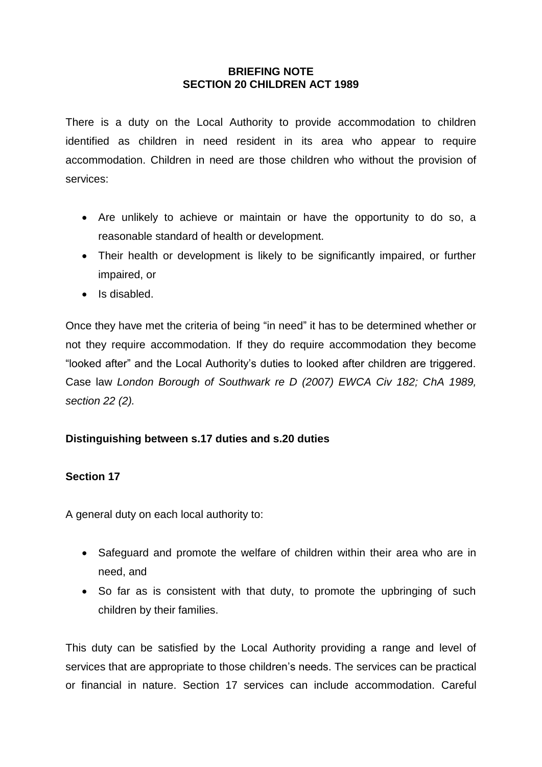**BRIEFING NOTE**
**SECTION 20 CHILDREN ACT 1989**

There is a duty on the Local Authority to provide accommodation to children identified as children in need resident in its area who appear to require accommodation. Children in need are those children who without the provision of services:

- Are unlikely to achieve or maintain or have the opportunity to do so, a reasonable standard of health or development.
- Their health or development is likely to be significantly impaired, or further impaired, or
- Is disabled.

Once they have met the criteria of being "in need" it has to be determined whether or not they require accommodation. If they do require accommodation they become "looked after" and the Local Authority's duties to looked after children are triggered. Case law *London Borough of Southwark re D (2007) EWCA Civ 182; ChA 1989, section 22 (2).*

**Distinguishing between s.17 duties and s.20 duties**

**Section 17**

A general duty on each local authority to:

- Safeguard and promote the welfare of children within their area who are in need, and
- So far as is consistent with that duty, to promote the upbringing of such children by their families.

This duty can be satisfied by the Local Authority providing a range and level of services that are appropriate to those children's needs. The services can be practical or financial in nature. Section 17 services can include accommodation. Careful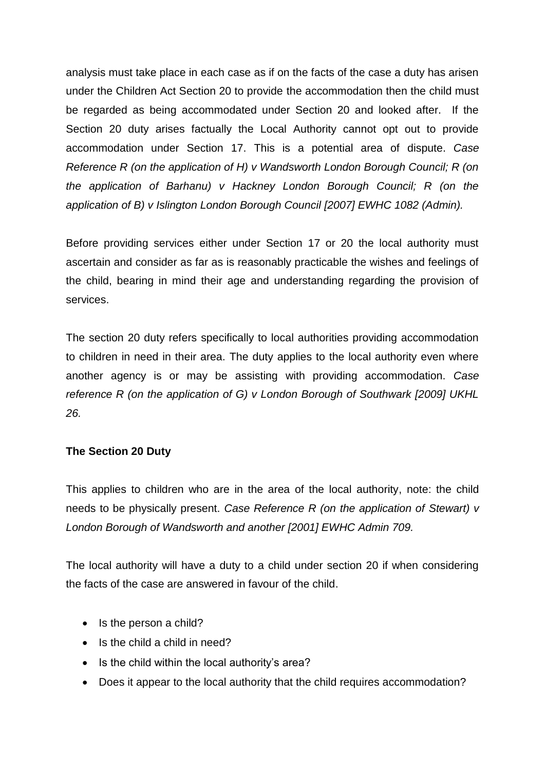analysis must take place in each case as if on the facts of the case a duty has arisen under the Children Act Section 20 to provide the accommodation then the child must be regarded as being accommodated under Section 20 and looked after. If the Section 20 duty arises factually the Local Authority cannot opt out to provide accommodation under Section 17. This is a potential area of dispute. *Case Reference R (on the application of H) v Wandsworth London Borough Council; R (on the application of Barhanu) v Hackney London Borough Council; R (on the application of B) v Islington London Borough Council [2007] EWHC 1082 (Admin).*

Before providing services either under Section 17 or 20 the local authority must ascertain and consider as far as is reasonably practicable the wishes and feelings of the child, bearing in mind their age and understanding regarding the provision of services.

The section 20 duty refers specifically to local authorities providing accommodation to children in need in their area. The duty applies to the local authority even where another agency is or may be assisting with providing accommodation. *Case reference R (on the application of G) v London Borough of Southwark [2009] UKHL 26.*

**The Section 20 Duty**

This applies to children who are in the area of the local authority, note: the child needs to be physically present. *Case Reference R (on the application of Stewart) v London Borough of Wandsworth and another [2001] EWHC Admin 709.*

The local authority will have a duty to a child under section 20 if when considering the facts of the case are answered in favour of the child.

- Is the person a child?
- Is the child a child in need?
- Is the child within the local authority's area?
- Does it appear to the local authority that the child requires accommodation?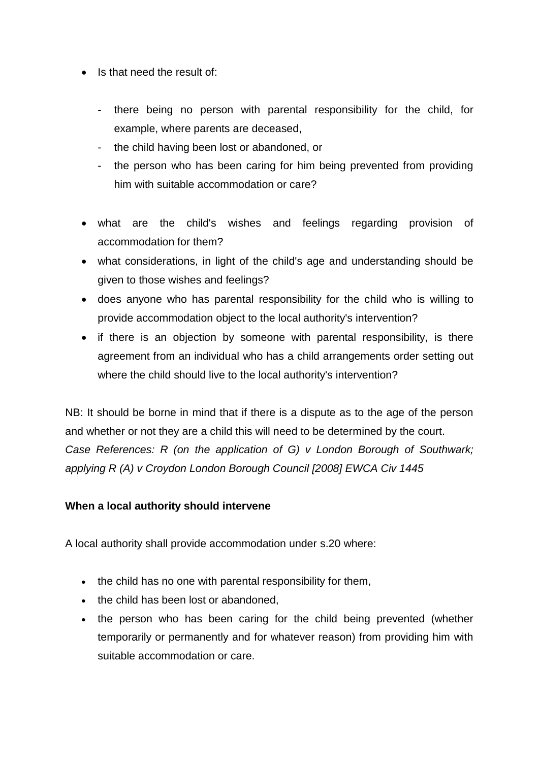- Is that need the result of:

    - there being no person with parental responsibility for the child, for example, where parents are deceased,
    - the child having been lost or abandoned, or
    - the person who has been caring for him being prevented from providing him with suitable accommodation or care?

- what are the child's wishes and feelings regarding provision of accommodation for them?
- what considerations, in light of the child's age and understanding should be given to those wishes and feelings?
- does anyone who has parental responsibility for the child who is willing to provide accommodation object to the local authority's intervention?
- if there is an objection by someone with parental responsibility, is there agreement from an individual who has a child arrangements order setting out where the child should live to the local authority's intervention?

NB: It should be borne in mind that if there is a dispute as to the age of the person and whether or not they are a child this will need to be determined by the court.
*Case References: R (on the application of G) v London Borough of Southwark; applying R (A) v Croydon London Borough Council [2008] EWCA Civ 1445*

**When a local authority should intervene**

A local authority shall provide accommodation under s.20 where:

- the child has no one with parental responsibility for them,
- the child has been lost or abandoned,
- the person who has been caring for the child being prevented (whether temporarily or permanently and for whatever reason) from providing him with suitable accommodation or care.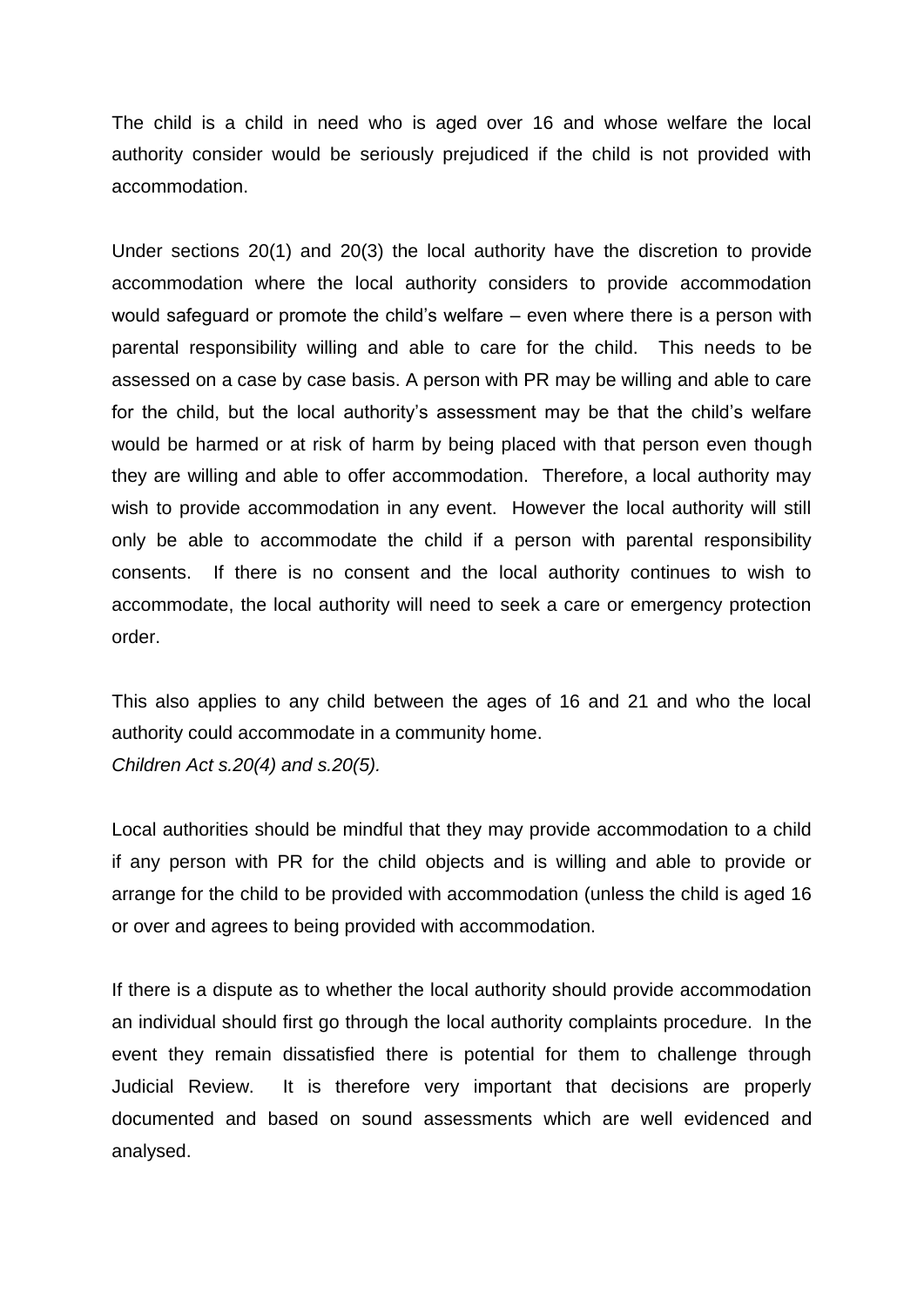The child is a child in need who is aged over 16 and whose welfare the local authority consider would be seriously prejudiced if the child is not provided with accommodation.

Under sections 20(1) and 20(3) the local authority have the discretion to provide accommodation where the local authority considers to provide accommodation would safeguard or promote the child's welfare – even where there is a person with parental responsibility willing and able to care for the child. This needs to be assessed on a case by case basis. A person with PR may be willing and able to care for the child, but the local authority's assessment may be that the child's welfare would be harmed or at risk of harm by being placed with that person even though they are willing and able to offer accommodation. Therefore, a local authority may wish to provide accommodation in any event. However the local authority will still only be able to accommodate the child if a person with parental responsibility consents. If there is no consent and the local authority continues to wish to accommodate, the local authority will need to seek a care or emergency protection order.

This also applies to any child between the ages of 16 and 21 and who the local authority could accommodate in a community home.
*Children Act s.20(4) and s.20(5).*

Local authorities should be mindful that they may provide accommodation to a child if any person with PR for the child objects and is willing and able to provide or arrange for the child to be provided with accommodation (unless the child is aged 16 or over and agrees to being provided with accommodation.

If there is a dispute as to whether the local authority should provide accommodation an individual should first go through the local authority complaints procedure. In the event they remain dissatisfied there is potential for them to challenge through Judicial Review. It is therefore very important that decisions are properly documented and based on sound assessments which are well evidenced and analysed.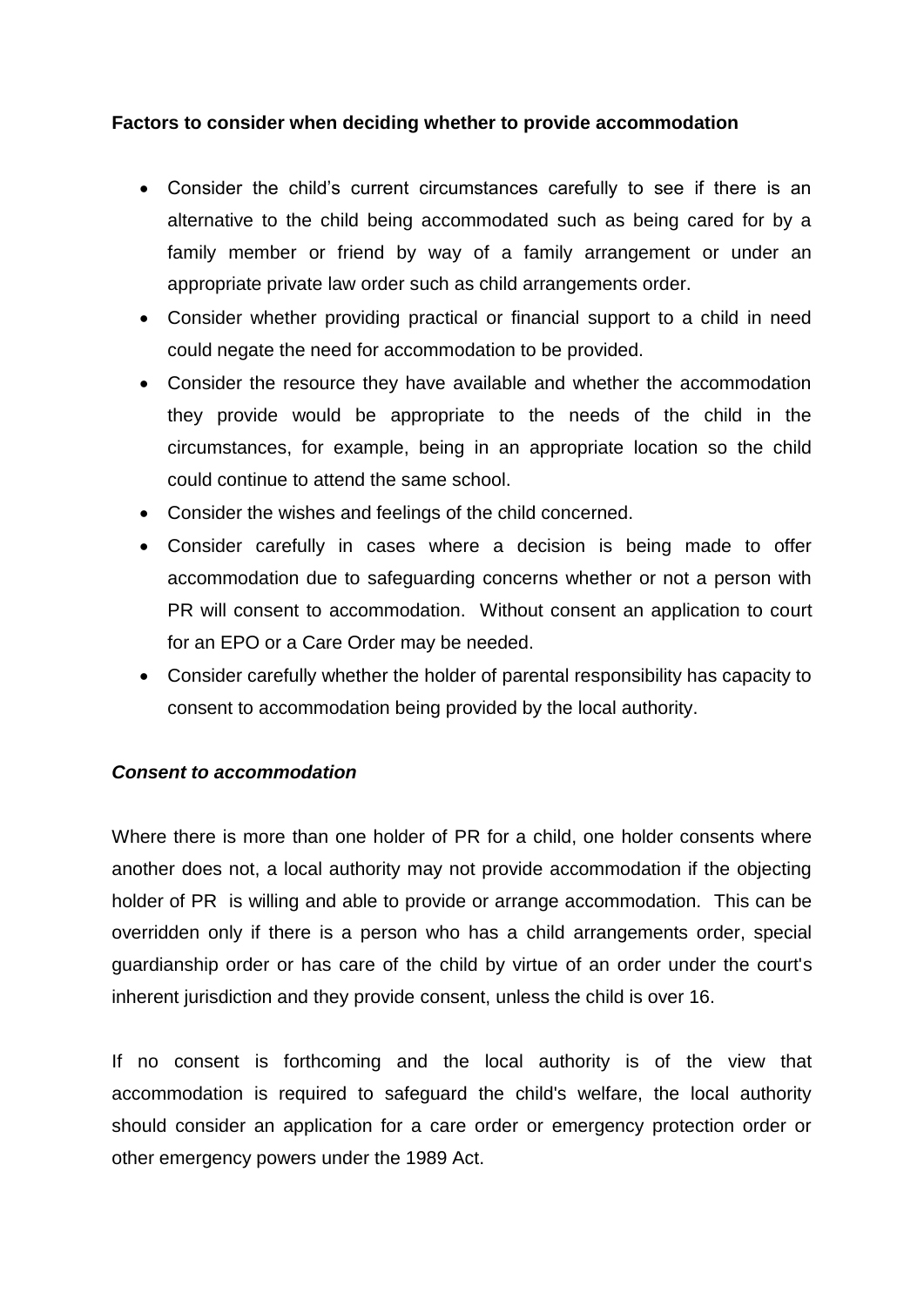**Factors to consider when deciding whether to provide accommodation**

- Consider the child's current circumstances carefully to see if there is an alternative to the child being accommodated such as being cared for by a family member or friend by way of a family arrangement or under an appropriate private law order such as child arrangements order.
- Consider whether providing practical or financial support to a child in need could negate the need for accommodation to be provided.
- Consider the resource they have available and whether the accommodation they provide would be appropriate to the needs of the child in the circumstances, for example, being in an appropriate location so the child could continue to attend the same school.
- Consider the wishes and feelings of the child concerned.
- Consider carefully in cases where a decision is being made to offer accommodation due to safeguarding concerns whether or not a person with PR will consent to accommodation. Without consent an application to court for an EPO or a Care Order may be needed.
- Consider carefully whether the holder of parental responsibility has capacity to consent to accommodation being provided by the local authority.

***Consent to accommodation***

Where there is more than one holder of PR for a child, one holder consents where another does not, a local authority may not provide accommodation if the objecting holder of PR is willing and able to provide or arrange accommodation. This can be overridden only if there is a person who has a child arrangements order, special guardianship order or has care of the child by virtue of an order under the court's inherent jurisdiction and they provide consent, unless the child is over 16.

If no consent is forthcoming and the local authority is of the view that accommodation is required to safeguard the child's welfare, the local authority should consider an application for a care order or emergency protection order or other emergency powers under the 1989 Act.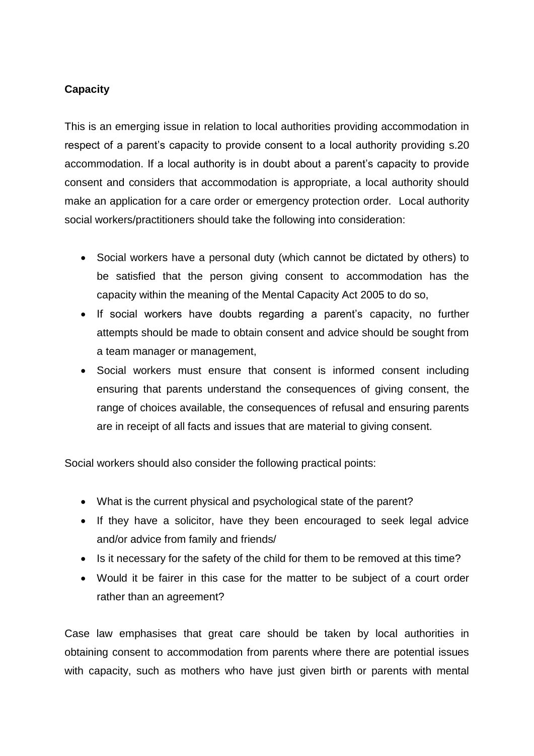**Capacity**

This is an emerging issue in relation to local authorities providing accommodation in respect of a parent's capacity to provide consent to a local authority providing s.20 accommodation. If a local authority is in doubt about a parent's capacity to provide consent and considers that accommodation is appropriate, a local authority should make an application for a care order or emergency protection order. Local authority social workers/practitioners should take the following into consideration:

- Social workers have a personal duty (which cannot be dictated by others) to be satisfied that the person giving consent to accommodation has the capacity within the meaning of the Mental Capacity Act 2005 to do so,
- If social workers have doubts regarding a parent's capacity, no further attempts should be made to obtain consent and advice should be sought from a team manager or management,
- Social workers must ensure that consent is informed consent including ensuring that parents understand the consequences of giving consent, the range of choices available, the consequences of refusal and ensuring parents are in receipt of all facts and issues that are material to giving consent.

Social workers should also consider the following practical points:

- What is the current physical and psychological state of the parent?
- If they have a solicitor, have they been encouraged to seek legal advice and/or advice from family and friends/
- Is it necessary for the safety of the child for them to be removed at this time?
- Would it be fairer in this case for the matter to be subject of a court order rather than an agreement?

Case law emphasises that great care should be taken by local authorities in obtaining consent to accommodation from parents where there are potential issues with capacity, such as mothers who have just given birth or parents with mental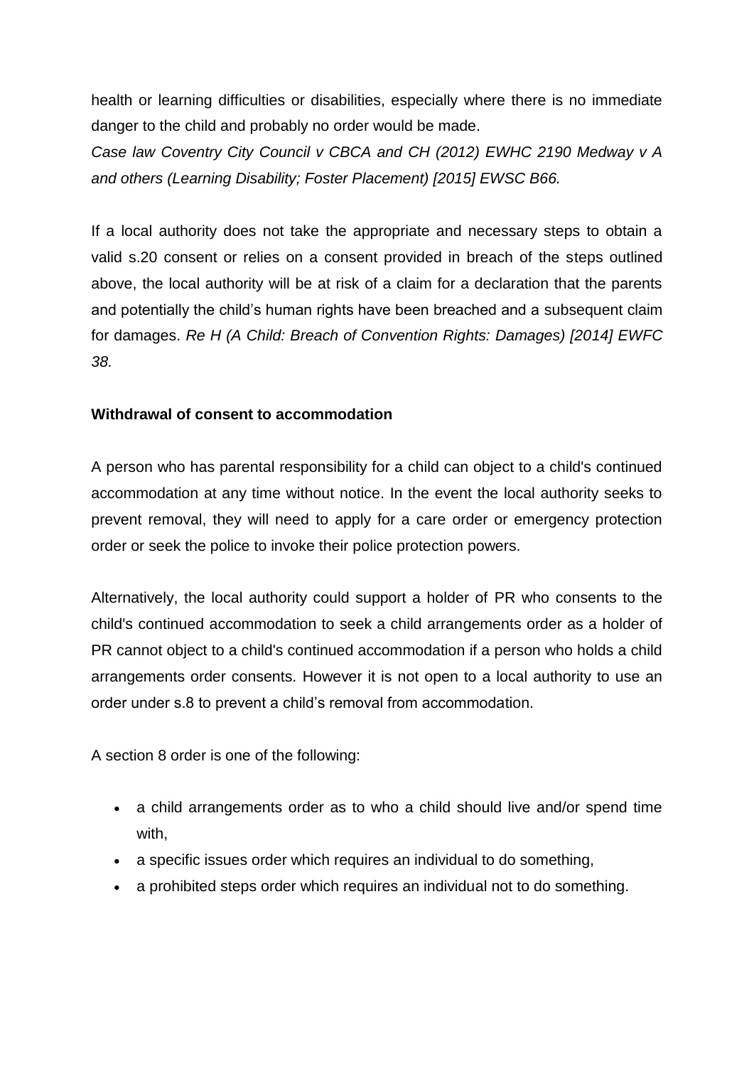health or learning difficulties or disabilities, especially where there is no immediate danger to the child and probably no order would be made.

*Case law Coventry City Council v CBCA and CH (2012) EWHC 2190 Medway v A and others (Learning Disability; Foster Placement) [2015] EWSC B66.*

If a local authority does not take the appropriate and necessary steps to obtain a valid s.20 consent or relies on a consent provided in breach of the steps outlined above, the local authority will be at risk of a claim for a declaration that the parents and potentially the child's human rights have been breached and a subsequent claim for damages. *Re H (A Child: Breach of Convention Rights: Damages) [2014] EWFC 38.*

**Withdrawal of consent to accommodation**

A person who has parental responsibility for a child can object to a child's continued accommodation at any time without notice. In the event the local authority seeks to prevent removal, they will need to apply for a care order or emergency protection order or seek the police to invoke their police protection powers.

Alternatively, the local authority could support a holder of PR who consents to the child's continued accommodation to seek a child arrangements order as a holder of PR cannot object to a child's continued accommodation if a person who holds a child arrangements order consents. However it is not open to a local authority to use an order under s.8 to prevent a child's removal from accommodation.

A section 8 order is one of the following:

- a child arrangements order as to who a child should live and/or spend time with,
- a specific issues order which requires an individual to do something,
- a prohibited steps order which requires an individual not to do something.